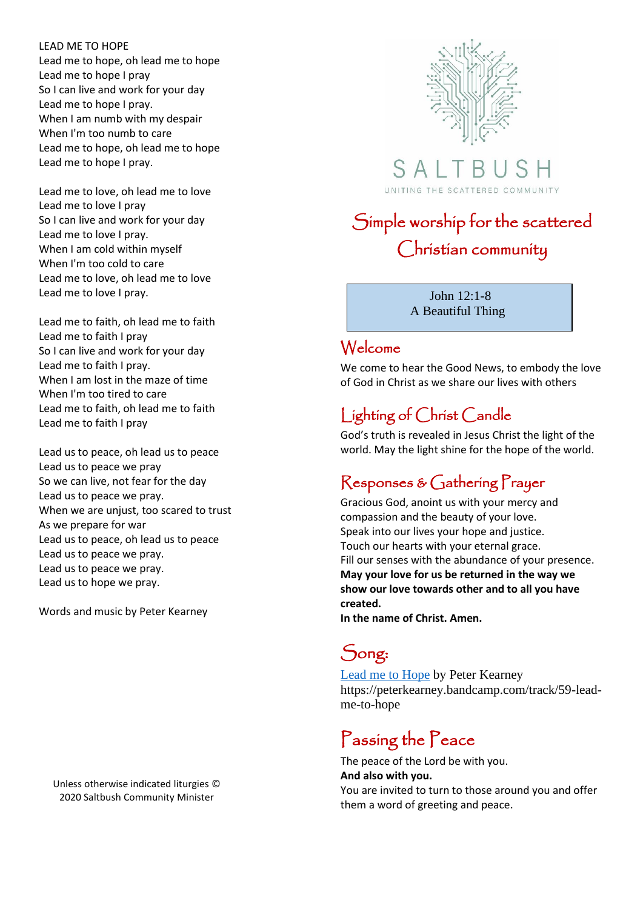LEAD ME TO HOPE

Lead me to hope, oh lead me to hope
Lead me to hope I pray
So I can live and work for your day
Lead me to hope I pray.
When I am numb with my despair
When I'm too numb to care
Lead me to hope, oh lead me to hope
Lead me to hope I pray.

Lead me to love, oh lead me to love
Lead me to love I pray
So I can live and work for your day
Lead me to love I pray.
When I am cold within myself
When I'm too cold to care
Lead me to love, oh lead me to love
Lead me to love I pray.

Lead me to faith, oh lead me to faith
Lead me to faith I pray
So I can live and work for your day
Lead me to faith I pray.
When I am lost in the maze of time
When I'm too tired to care
Lead me to faith, oh lead me to faith
Lead me to faith I pray

Lead us to peace, oh lead us to peace
Lead us to peace we pray
So we can live, not fear for the day
Lead us to peace we pray.
When we are unjust, too scared to trust
As we prepare for war
Lead us to peace, oh lead us to peace
Lead us to peace we pray.
Lead us to peace we pray.
Lead us to hope we pray.

Words and music by Peter Kearney

Unless otherwise indicated liturgies © 2020 Saltbush Community Minister

SALTBUSH
UNITING THE SCATTERED COMMUNITY

# Simple worship for the scattered Christian community

John 12:1-8
A Beautiful Thing

## Welcome

We come to hear the Good News, to embody the love of God in Christ as we share our lives with others

## Lighting of Christ Candle

God's truth is revealed in Jesus Christ the light of the world. May the light shine for the hope of the world.

## Responses & Gathering Prayer

Gracious God, anoint us with your mercy and compassion and the beauty of your love.
Speak into our lives your hope and justice.
Touch our hearts with your eternal grace.
Fill our senses with the abundance of your presence.
**May your love for us be returned in the way we show our love towards other and to all you have created.**
**In the name of Christ. Amen.**

## Song:

Lead me to Hope by Peter Kearney
https://peterkearney.bandcamp.com/track/59-lead-me-to-hope

## Passing the Peace

The peace of the Lord be with you.
**And also with you.**
You are invited to turn to those around you and offer them a word of greeting and peace.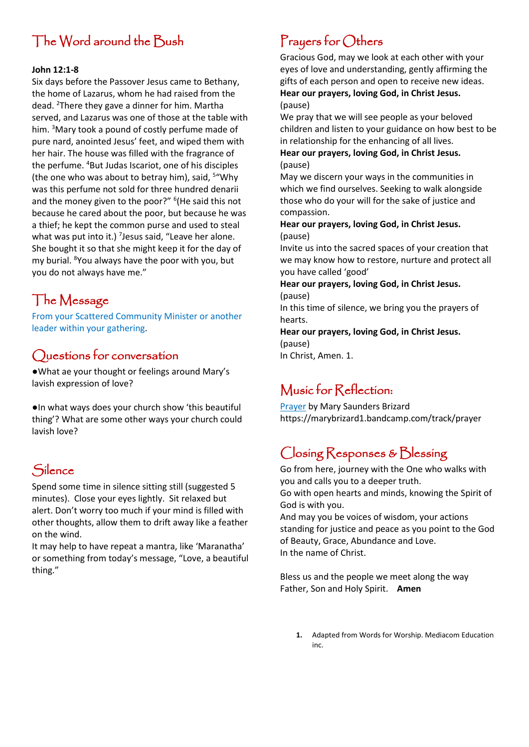## The Word around the Bush

**John 12:1-8**

Six days before the Passover Jesus came to Bethany, the home of Lazarus, whom he had raised from the dead. [2]There they gave a dinner for him. Martha served, and Lazarus was one of those at the table with him. [3]Mary took a pound of costly perfume made of pure nard, anointed Jesus' feet, and wiped them with her hair. The house was filled with the fragrance of the perfume. [4]But Judas Iscariot, one of his disciples (the one who was about to betray him), said, [5]"Why was this perfume not sold for three hundred denarii and the money given to the poor?" [6](He said this not because he cared about the poor, but because he was a thief; he kept the common purse and used to steal what was put into it.) [7]Jesus said, "Leave her alone. She bought it so that she might keep it for the day of my burial. [8]You always have the poor with you, but you do not always have me."

## The Message

From your Scattered Community Minister or another leader within your gathering.

## Questions for conversation

- What ae your thought or feelings around Mary's lavish expression of love?

- In what ways does your church show 'this beautiful thing'? What are some other ways your church could lavish love?

## Silence

Spend some time in silence sitting still (suggested 5 minutes). Close your eyes lightly. Sit relaxed but alert. Don't worry too much if your mind is filled with other thoughts, allow them to drift away like a feather on the wind.

It may help to have repeat a mantra, like 'Maranatha' or something from today's message, "Love, a beautiful thing."

## Prayers for Others

Gracious God, may we look at each other with your eyes of love and understanding, gently affirming the gifts of each person and open to receive new ideas.

**Hear our prayers, loving God, in Christ Jesus.**

(pause)

We pray that we will see people as your beloved children and listen to your guidance on how best to be in relationship for the enhancing of all lives.

**Hear our prayers, loving God, in Christ Jesus.**

(pause)

May we discern your ways in the communities in which we find ourselves. Seeking to walk alongside those who do your will for the sake of justice and compassion.

**Hear our prayers, loving God, in Christ Jesus.**

(pause)

Invite us into the sacred spaces of your creation that we may know how to restore, nurture and protect all you have called 'good'

**Hear our prayers, loving God, in Christ Jesus.**

(pause)

In this time of silence, we bring you the prayers of hearts.

**Hear our prayers, loving God, in Christ Jesus.**

(pause)

In Christ, Amen. 1.

## Music for Reflection:

Prayer by Mary Saunders Brizard
https://marybrizard1.bandcamp.com/track/prayer

## Closing Responses & Blessing

Go from here, journey with the One who walks with you and calls you to a deeper truth.

Go with open hearts and minds, knowing the Spirit of God is with you.

And may you be voices of wisdom, your actions standing for justice and peace as you point to the God of Beauty, Grace, Abundance and Love.

In the name of Christ.

Bless us and the people we meet along the way
Father, Son and Holy Spirit. **Amen**

1. Adapted from Words for Worship. Mediacom Education inc.